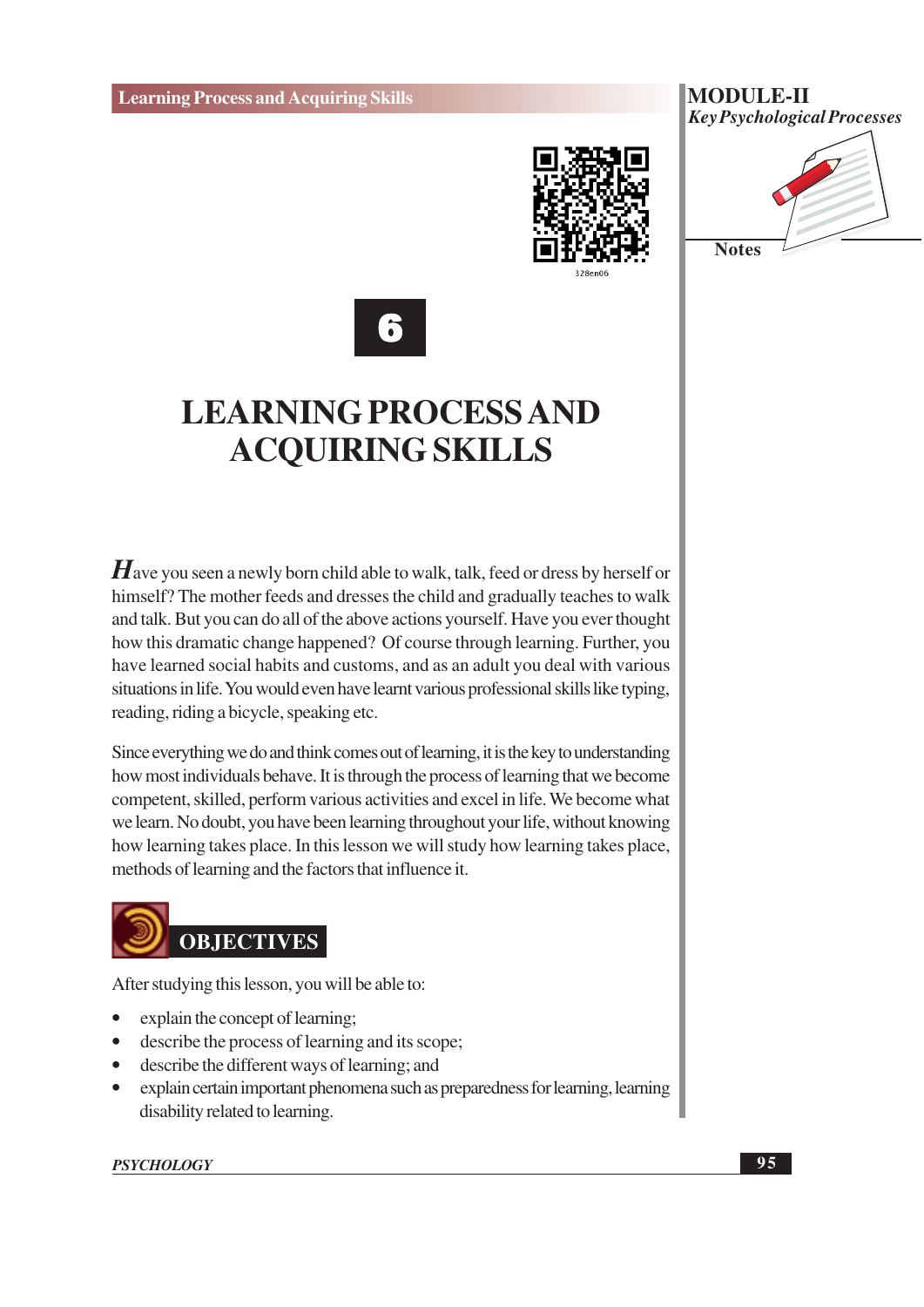# 6

# LEARNING PROCESS AND ACQUIRING SKILLS

*H*ave you seen a newly born child able to walk, talk, feed or dress by herself or himself? The mother feeds and dresses the child and gradually teaches to walk and talk. But you can do all of the above actions yourself. Have you ever thought how this dramatic change happened? Of course through learning. Further, you have learned social habits and customs, and as an adult you deal with various situations in life. You would even have learnt various professional skills like typing, reading, riding a bicycle, speaking etc.

Since everything we do and think comes out of learning, it is the key to understanding how most individuals behave. It is through the process of learning that we become competent, skilled, perform various activities and excel in life. We become what we learn. No doubt, you have been learning throughout your life, without knowing how learning takes place. In this lesson we will study how learning takes place, methods of learning and the factors that influence it.

## OBJECTIVES

After studying this lesson, you will be able to:

- explain the concept of learning;
- describe the process of learning and its scope;
- describe the different ways of learning; and
- explain certain important phenomena such as preparedness for learning, learning disability related to learning.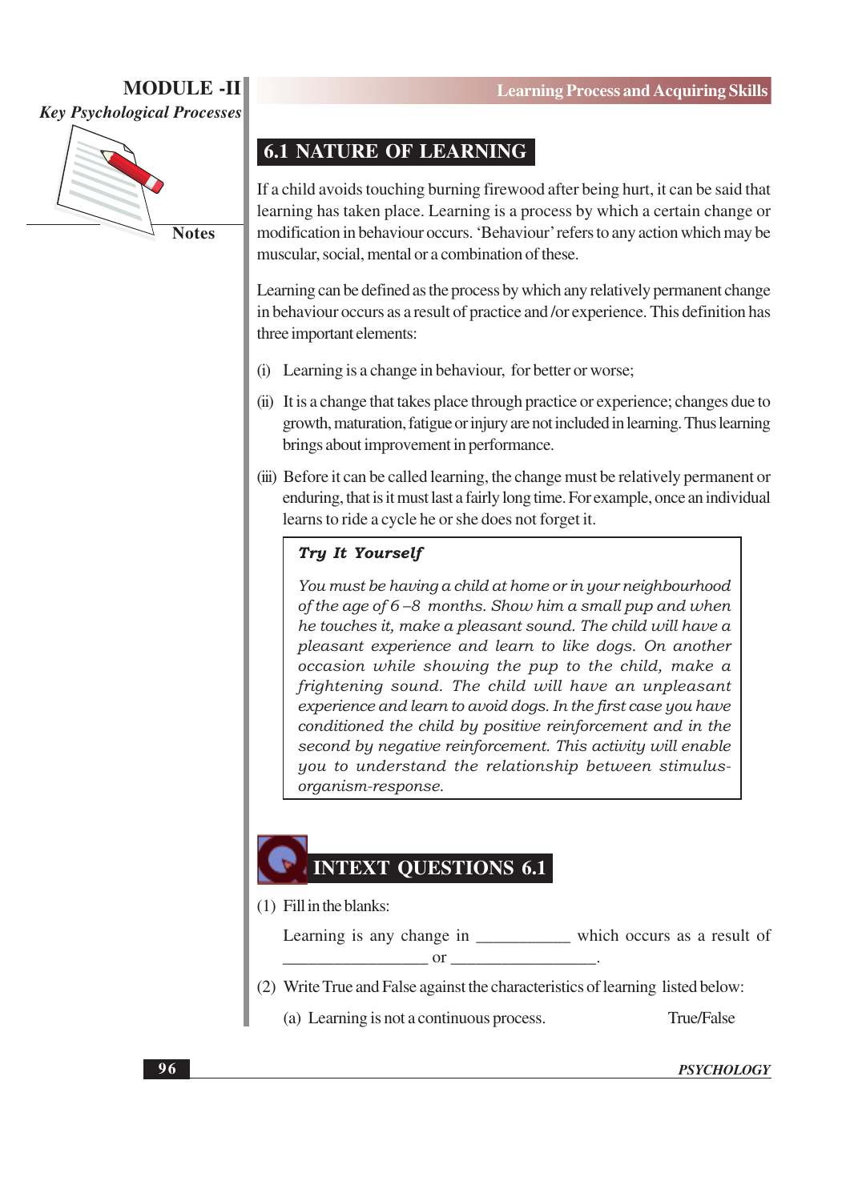## 6.1 NATURE OF LEARNING

If a child avoids touching burning firewood after being hurt, it can be said that learning has taken place. Learning is a process by which a certain change or modification in behaviour occurs. 'Behaviour' refers to any action which may be muscular, social, mental or a combination of these.

Learning can be defined as the process by which any relatively permanent change in behaviour occurs as a result of practice and /or experience. This definition has three important elements:

(i) Learning is a change in behaviour, for better or worse;

(ii) It is a change that takes place through practice or experience; changes due to growth, maturation, fatigue or injury are not included in learning. Thus learning brings about improvement in performance.

(iii) Before it can be called learning, the change must be relatively permanent or enduring, that is it must last a fairly long time. For example, once an individual learns to ride a cycle he or she does not forget it.

> ***Try It Yourself***
>
> *You must be having a child at home or in your neighbourhood of the age of 6 –8 months. Show him a small pup and when he touches it, make a pleasant sound. The child will have a pleasant experience and learn to like dogs. On another occasion while showing the pup to the child, make a frightening sound. The child will have an unpleasant experience and learn to avoid dogs. In the first case you have conditioned the child by positive reinforcement and in the second by negative reinforcement. This activity will enable you to understand the relationship between stimulus-organism-response.*

## INTEXT QUESTIONS 6.1

(1) Fill in the blanks:

Learning is any change in ___________ which occurs as a result of _________________ or _________________.

(2) Write True and False against the characteristics of learning listed below:

(a) Learning is not a continuous process. True/False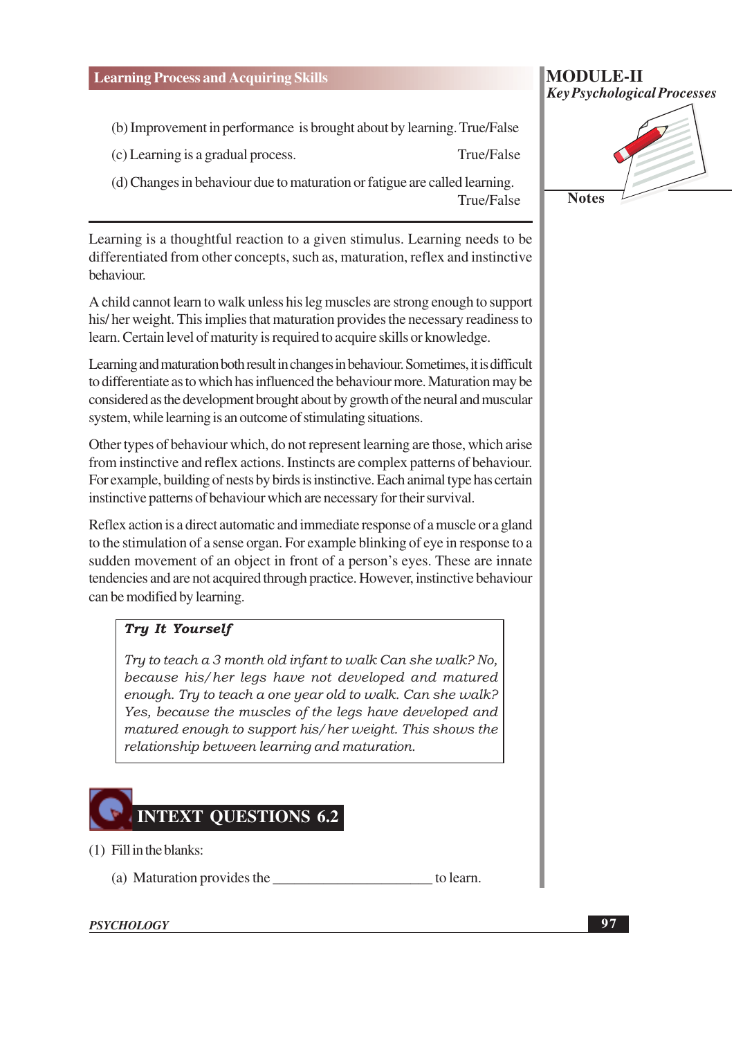(b) Improvement in performance is brought about by learning. True/False

(c) Learning is a gradual process. True/False

(d) Changes in behaviour due to maturation or fatigue are called learning. True/False

---

Learning is a thoughtful reaction to a given stimulus. Learning needs to be differentiated from other concepts, such as, maturation, reflex and instinctive behaviour.

A child cannot learn to walk unless his leg muscles are strong enough to support his/ her weight. This implies that maturation provides the necessary readiness to learn. Certain level of maturity is required to acquire skills or knowledge.

Learning and maturation both result in changes in behaviour. Sometimes, it is difficult to differentiate as to which has influenced the behaviour more. Maturation may be considered as the development brought about by growth of the neural and muscular system, while learning is an outcome of stimulating situations.

Other types of behaviour which, do not represent learning are those, which arise from instinctive and reflex actions. Instincts are complex patterns of behaviour. For example, building of nests by birds is instinctive. Each animal type has certain instinctive patterns of behaviour which are necessary for their survival.

Reflex action is a direct automatic and immediate response of a muscle or a gland to the stimulation of a sense organ. For example blinking of eye in response to a sudden movement of an object in front of a person's eyes. These are innate tendencies and are not acquired through practice. However, instinctive behaviour can be modified by learning.

> ***Try It Yourself***
>
> *Try to teach a 3 month old infant to walk Can she walk? No, because his/her legs have not developed and matured enough. Try to teach a one year old to walk. Can she walk? Yes, because the muscles of the legs have developed and matured enough to support his/her weight. This shows the relationship between learning and maturation.*

## INTEXT QUESTIONS 6.2

(1) Fill in the blanks:

(a) Maturation provides the ______________________ to learn.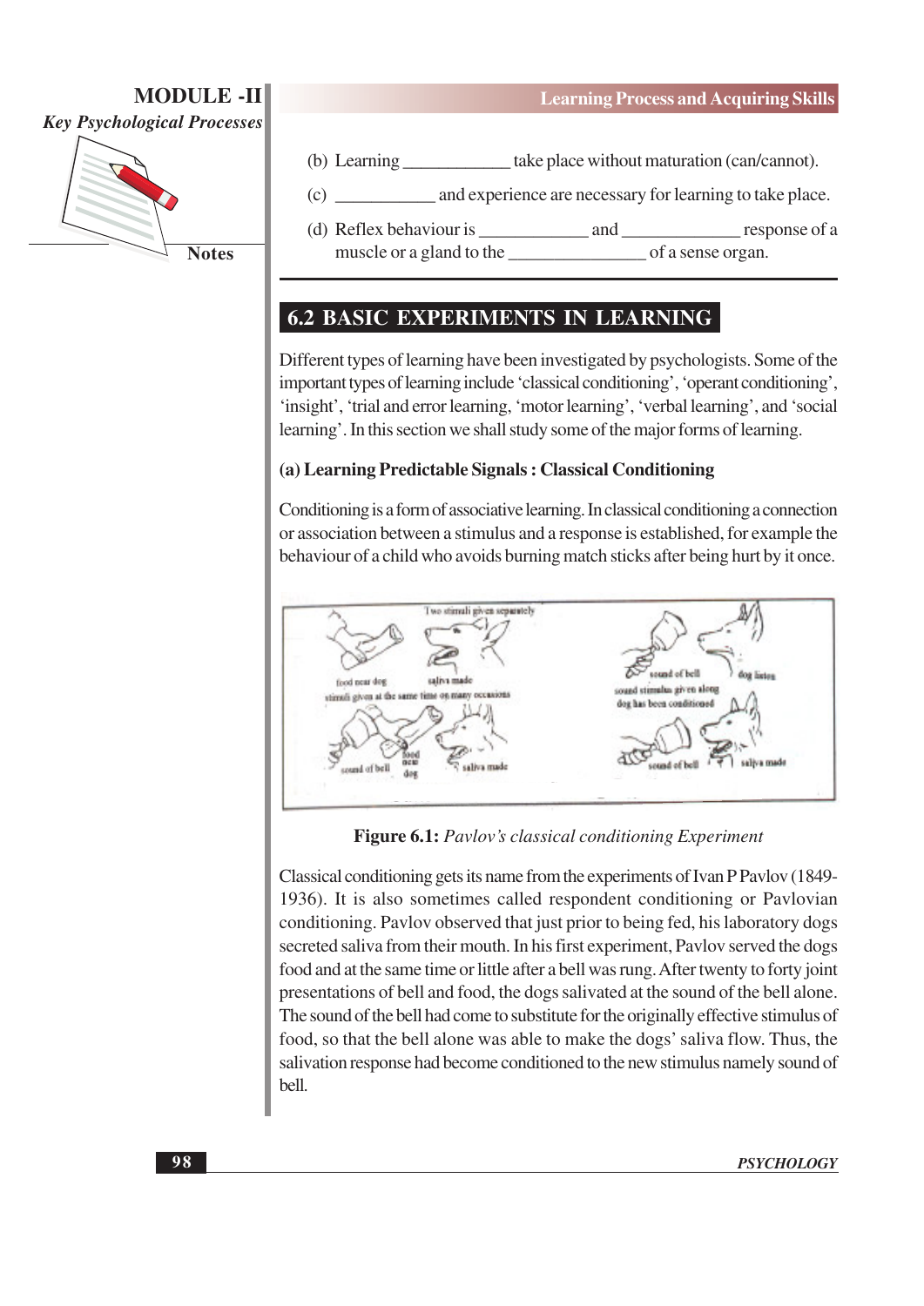(b) Learning ____________ take place without maturation (can/cannot).

(c) ___________ and experience are necessary for learning to take place.

(d) Reflex behaviour is ____________ and _____________ response of a muscle or a gland to the _______________ of a sense organ.

## 6.2 BASIC EXPERIMENTS IN LEARNING

Different types of learning have been investigated by psychologists. Some of the important types of learning include 'classical conditioning', 'operant conditioning', 'insight', 'trial and error learning, 'motor learning', 'verbal learning', and 'social learning'. In this section we shall study some of the major forms of learning.

### (a) Learning Predictable Signals : Classical Conditioning

Conditioning is a form of associative learning. In classical conditioning a connection or association between a stimulus and a response is established, for example the behaviour of a child who avoids burning match sticks after being hurt by it once.

**Figure 6.1:** *Pavlov's classical conditioning Experiment*

Classical conditioning gets its name from the experiments of Ivan P Pavlov (1849-1936). It is also sometimes called respondent conditioning or Pavlovian conditioning. Pavlov observed that just prior to being fed, his laboratory dogs secreted saliva from their mouth. In his first experiment, Pavlov served the dogs food and at the same time or little after a bell was rung. After twenty to forty joint presentations of bell and food, the dogs salivated at the sound of the bell alone. The sound of the bell had come to substitute for the originally effective stimulus of food, so that the bell alone was able to make the dogs' saliva flow. Thus, the salivation response had become conditioned to the new stimulus namely sound of bell.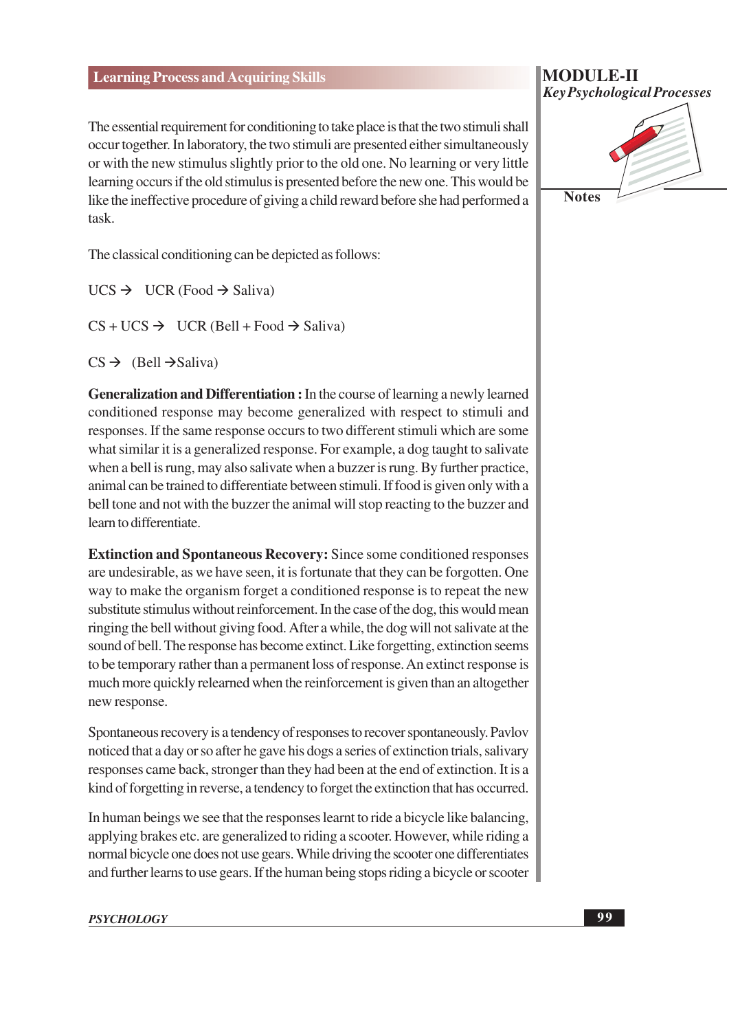The essential requirement for conditioning to take place is that the two stimuli shall occur together. In laboratory, the two stimuli are presented either simultaneously or with the new stimulus slightly prior to the old one. No learning or very little learning occurs if the old stimulus is presented before the new one. This would be like the ineffective procedure of giving a child reward before she had performed a task.

The classical conditioning can be depicted as follows:

UCS → UCR (Food → Saliva)

CS + UCS → UCR (Bell + Food → Saliva)

CS → (Bell →Saliva)

**Generalization and Differentiation :** In the course of learning a newly learned conditioned response may become generalized with respect to stimuli and responses. If the same response occurs to two different stimuli which are some what similar it is a generalized response. For example, a dog taught to salivate when a bell is rung, may also salivate when a buzzer is rung. By further practice, animal can be trained to differentiate between stimuli. If food is given only with a bell tone and not with the buzzer the animal will stop reacting to the buzzer and learn to differentiate.

**Extinction and Spontaneous Recovery:** Since some conditioned responses are undesirable, as we have seen, it is fortunate that they can be forgotten. One way to make the organism forget a conditioned response is to repeat the new substitute stimulus without reinforcement. In the case of the dog, this would mean ringing the bell without giving food. After a while, the dog will not salivate at the sound of bell. The response has become extinct. Like forgetting, extinction seems to be temporary rather than a permanent loss of response. An extinct response is much more quickly relearned when the reinforcement is given than an altogether new response.

Spontaneous recovery is a tendency of responses to recover spontaneously. Pavlov noticed that a day or so after he gave his dogs a series of extinction trials, salivary responses came back, stronger than they had been at the end of extinction. It is a kind of forgetting in reverse, a tendency to forget the extinction that has occurred.

In human beings we see that the responses learnt to ride a bicycle like balancing, applying brakes etc. are generalized to riding a scooter. However, while riding a normal bicycle one does not use gears. While driving the scooter one differentiates and further learns to use gears. If the human being stops riding a bicycle or scooter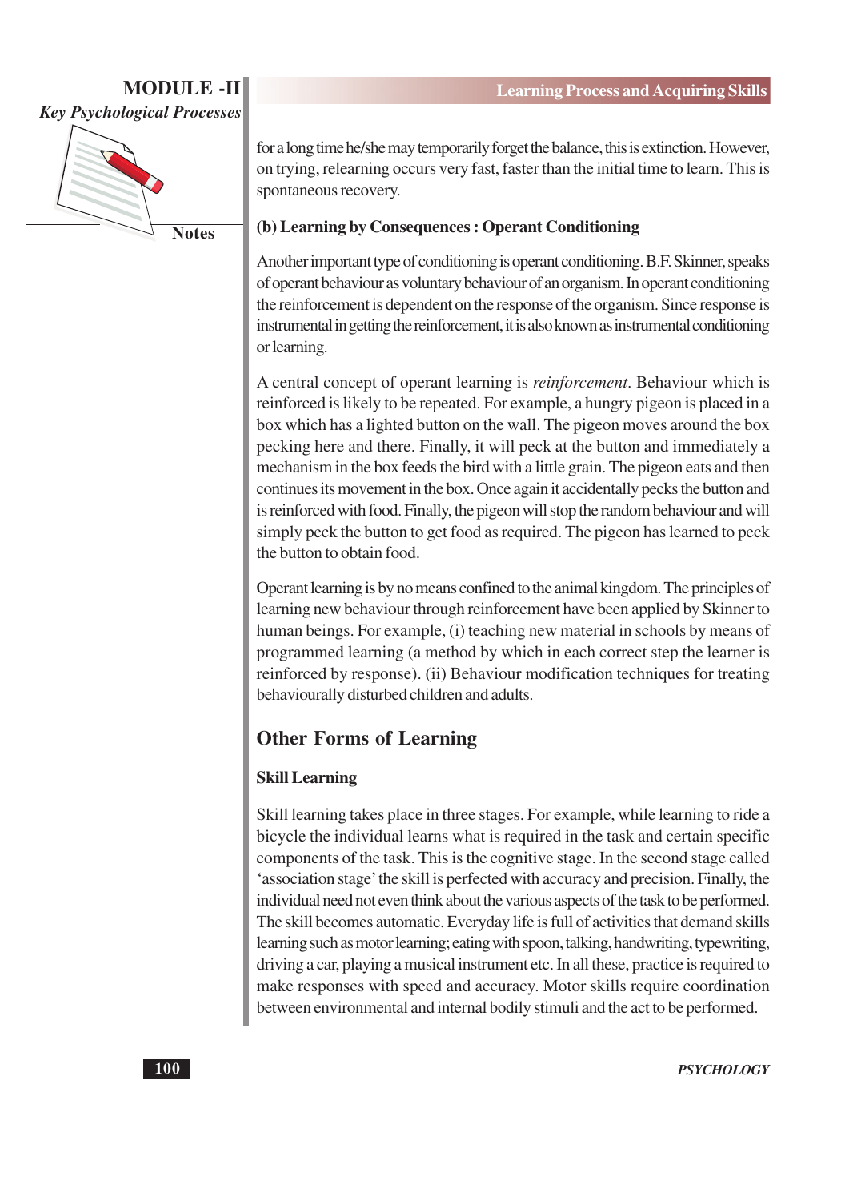for a long time he/she may temporarily forget the balance, this is extinction. However, on trying, relearning occurs very fast, faster than the initial time to learn. This is spontaneous recovery.

**(b) Learning by Consequences : Operant Conditioning**

Another important type of conditioning is operant conditioning. B.F. Skinner, speaks of operant behaviour as voluntary behaviour of an organism. In operant conditioning the reinforcement is dependent on the response of the organism. Since response is instrumental in getting the reinforcement, it is also known as instrumental conditioning or learning.

A central concept of operant learning is *reinforcement*. Behaviour which is reinforced is likely to be repeated. For example, a hungry pigeon is placed in a box which has a lighted button on the wall. The pigeon moves around the box pecking here and there. Finally, it will peck at the button and immediately a mechanism in the box feeds the bird with a little grain. The pigeon eats and then continues its movement in the box. Once again it accidentally pecks the button and is reinforced with food. Finally, the pigeon will stop the random behaviour and will simply peck the button to get food as required. The pigeon has learned to peck the button to obtain food.

Operant learning is by no means confined to the animal kingdom. The principles of learning new behaviour through reinforcement have been applied by Skinner to human beings. For example, (i) teaching new material in schools by means of programmed learning (a method by which in each correct step the learner is reinforced by response). (ii) Behaviour modification techniques for treating behaviourally disturbed children and adults.

## Other Forms of Learning

**Skill Learning**

Skill learning takes place in three stages. For example, while learning to ride a bicycle the individual learns what is required in the task and certain specific components of the task. This is the cognitive stage. In the second stage called 'association stage' the skill is perfected with accuracy and precision. Finally, the individual need not even think about the various aspects of the task to be performed. The skill becomes automatic. Everyday life is full of activities that demand skills learning such as motor learning; eating with spoon, talking, handwriting, typewriting, driving a car, playing a musical instrument etc. In all these, practice is required to make responses with speed and accuracy. Motor skills require coordination between environmental and internal bodily stimuli and the act to be performed.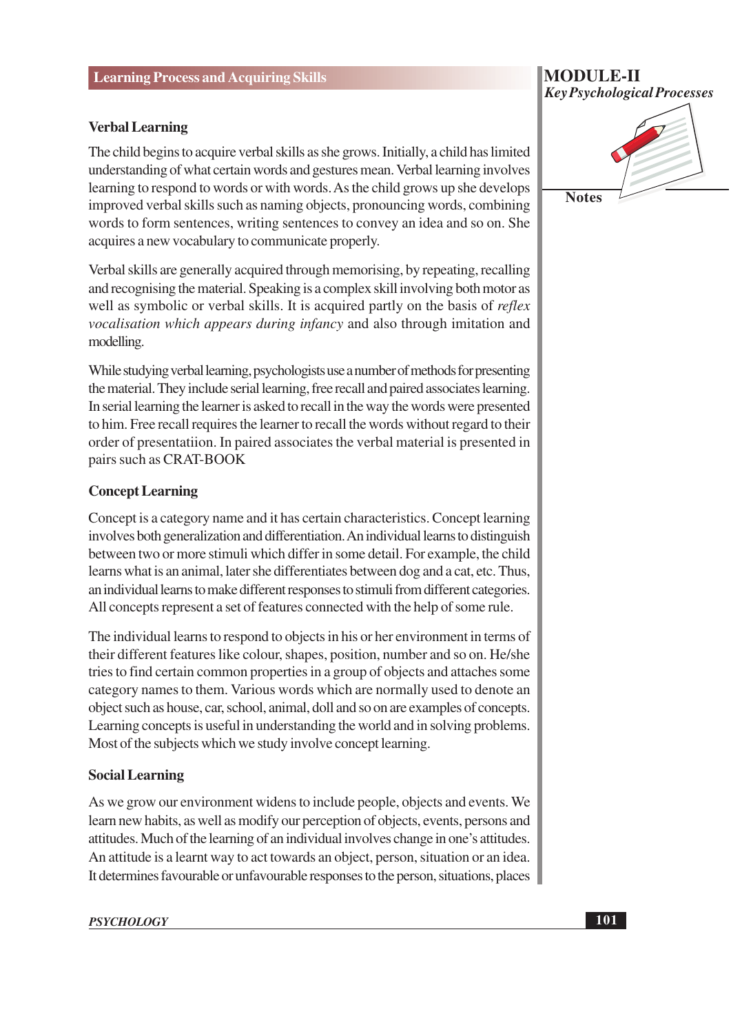### Verbal Learning

The child begins to acquire verbal skills as she grows. Initially, a child has limited understanding of what certain words and gestures mean. Verbal learning involves learning to respond to words or with words. As the child grows up she develops improved verbal skills such as naming objects, pronouncing words, combining words to form sentences, writing sentences to convey an idea and so on. She acquires a new vocabulary to communicate properly.

Verbal skills are generally acquired through memorising, by repeating, recalling and recognising the material. Speaking is a complex skill involving both motor as well as symbolic or verbal skills. It is acquired partly on the basis of *reflex vocalisation which appears during infancy* and also through imitation and modelling.

While studying verbal learning, psychologists use a number of methods for presenting the material. They include serial learning, free recall and paired associates learning. In serial learning the learner is asked to recall in the way the words were presented to him. Free recall requires the learner to recall the words without regard to their order of presentatiion. In paired associates the verbal material is presented in pairs such as CRAT-BOOK

### Concept Learning

Concept is a category name and it has certain characteristics. Concept learning involves both generalization and differentiation. An individual learns to distinguish between two or more stimuli which differ in some detail. For example, the child learns what is an animal, later she differentiates between dog and a cat, etc. Thus, an individual learns to make different responses to stimuli from different categories. All concepts represent a set of features connected with the help of some rule.

The individual learns to respond to objects in his or her environment in terms of their different features like colour, shapes, position, number and so on. He/she tries to find certain common properties in a group of objects and attaches some category names to them. Various words which are normally used to denote an object such as house, car, school, animal, doll and so on are examples of concepts. Learning concepts is useful in understanding the world and in solving problems. Most of the subjects which we study involve concept learning.

### Social Learning

As we grow our environment widens to include people, objects and events. We learn new habits, as well as modify our perception of objects, events, persons and attitudes. Much of the learning of an individual involves change in one's attitudes. An attitude is a learnt way to act towards an object, person, situation or an idea. It determines favourable or unfavourable responses to the person, situations, places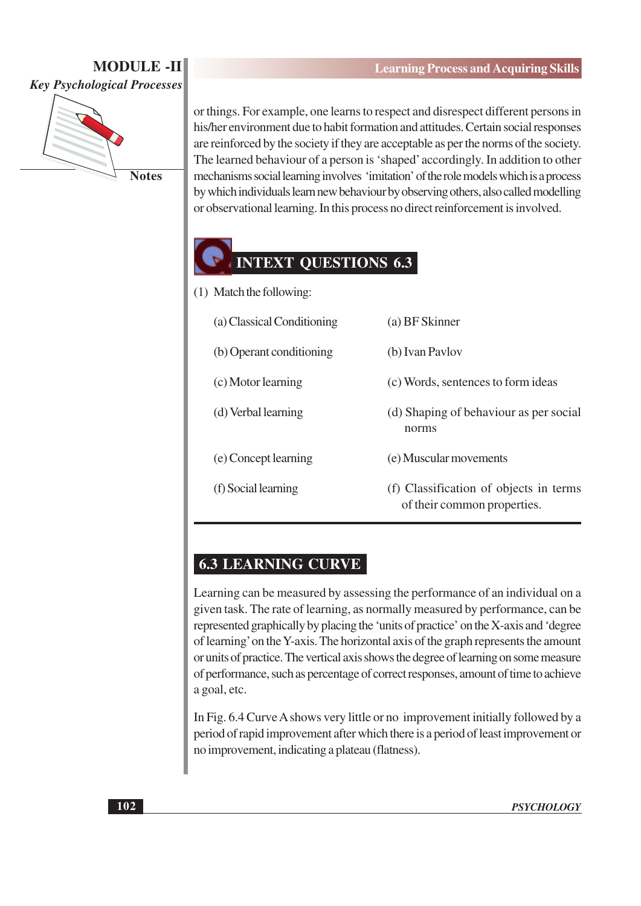or things. For example, one learns to respect and disrespect different persons in his/her environment due to habit formation and attitudes. Certain social responses are reinforced by the society if they are acceptable as per the norms of the society. The learned behaviour of a person is 'shaped' accordingly. In addition to other mechanisms social learning involves 'imitation' of the role models which is a process by which individuals learn new behaviour by observing others, also called modelling or observational learning. In this process no direct reinforcement is involved.

## INTEXT QUESTIONS 6.3

(1) Match the following:

| | |
|---|---|
| (a) Classical Conditioning | (a) BF Skinner |
| (b) Operant conditioning | (b) Ivan Pavlov |
| (c) Motor learning | (c) Words, sentences to form ideas |
| (d) Verbal learning | (d) Shaping of behaviour as per social norms |
| (e) Concept learning | (e) Muscular movements |
| (f) Social learning | (f) Classification of objects in terms of their common properties. |

## 6.3 LEARNING CURVE

Learning can be measured by assessing the performance of an individual on a given task. The rate of learning, as normally measured by performance, can be represented graphically by placing the 'units of practice' on the X-axis and 'degree of learning' on the Y-axis. The horizontal axis of the graph represents the amount or units of practice. The vertical axis shows the degree of learning on some measure of performance, such as percentage of correct responses, amount of time to achieve a goal, etc.

In Fig. 6.4 Curve A shows very little or no improvement initially followed by a period of rapid improvement after which there is a period of least improvement or no improvement, indicating a plateau (flatness).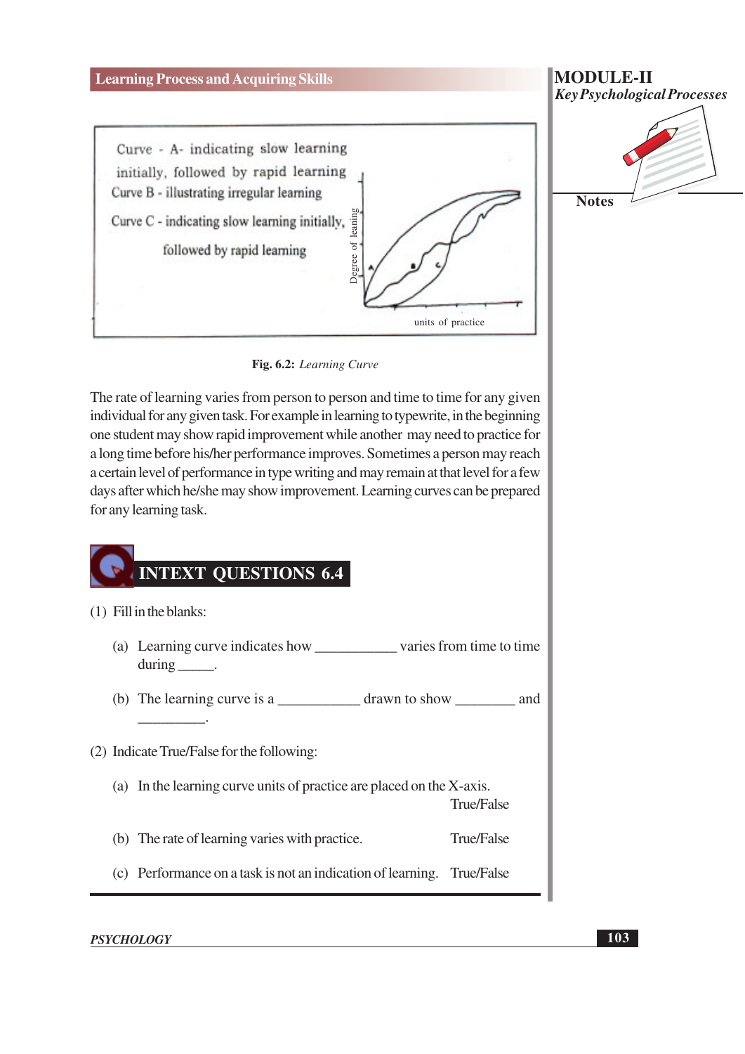Curve - A- indicating slow learning initially, followed by rapid learning

Curve B - illustrating irregular learning

Curve C - indicating slow learning initially, followed by rapid learning

Degree of leaning

units of practice

**Fig. 6.2:** *Learning Curve*

The rate of learning varies from person to person and time to time for any given individual for any given task. For example in learning to typewrite, in the beginning one student may show rapid improvement while another may need to practice for a long time before his/her performance improves. Sometimes a person may reach a certain level of performance in type writing and may remain at that level for a few days after which he/she may show improvement. Learning curves can be prepared for any learning task.

## INTEXT QUESTIONS 6.4

(1) Fill in the blanks:

(a) Learning curve indicates how ___________ varies from time to time during _____.

(b) The learning curve is a ___________ drawn to show ________ and _________.

(2) Indicate True/False for the following:

(a) In the learning curve units of practice are placed on the X-axis. True/False

(b) The rate of learning varies with practice. True/False

(c) Performance on a task is not an indication of learning. True/False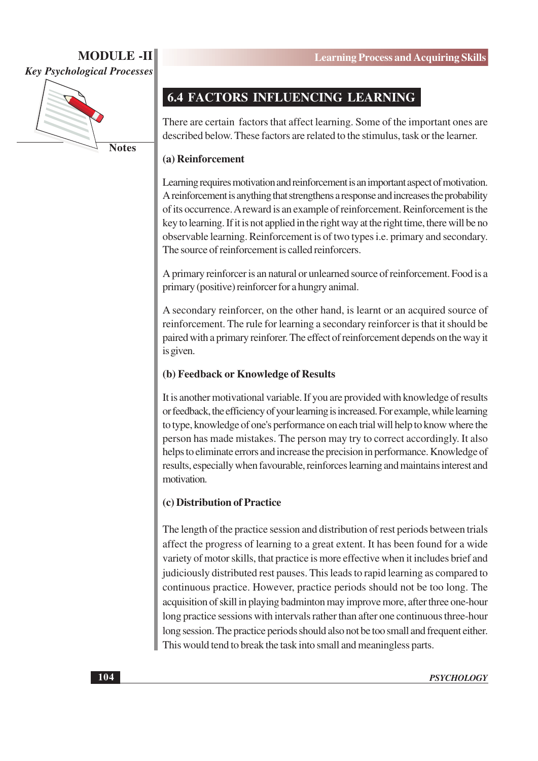## 6.4 FACTORS INFLUENCING LEARNING

There are certain factors that affect learning. Some of the important ones are described below. These factors are related to the stimulus, task or the learner.

**(a) Reinforcement**

Learning requires motivation and reinforcement is an important aspect of motivation. A reinforcement is anything that strengthens a response and increases the probability of its occurrence. A reward is an example of reinforcement. Reinforcement is the key to learning. If it is not applied in the right way at the right time, there will be no observable learning. Reinforcement is of two types i.e. primary and secondary. The source of reinforcement is called reinforcers.

A primary reinforcer is an natural or unlearned source of reinforcement. Food is a primary (positive) reinforcer for a hungry animal.

A secondary reinforcer, on the other hand, is learnt or an acquired source of reinforcement. The rule for learning a secondary reinforcer is that it should be paired with a primary reinforer. The effect of reinforcement depends on the way it is given.

**(b) Feedback or Knowledge of Results**

It is another motivational variable. If you are provided with knowledge of results or feedback, the efficiency of your learning is increased. For example, while learning to type, knowledge of one's performance on each trial will help to know where the person has made mistakes. The person may try to correct accordingly. It also helps to eliminate errors and increase the precision in performance. Knowledge of results, especially when favourable, reinforces learning and maintains interest and motivation.

**(c) Distribution of Practice**

The length of the practice session and distribution of rest periods between trials affect the progress of learning to a great extent. It has been found for a wide variety of motor skills, that practice is more effective when it includes brief and judiciously distributed rest pauses. This leads to rapid learning as compared to continuous practice. However, practice periods should not be too long. The acquisition of skill in playing badminton may improve more, after three one-hour long practice sessions with intervals rather than after one continuous three-hour long session. The practice periods should also not be too small and frequent either. This would tend to break the task into small and meaningless parts.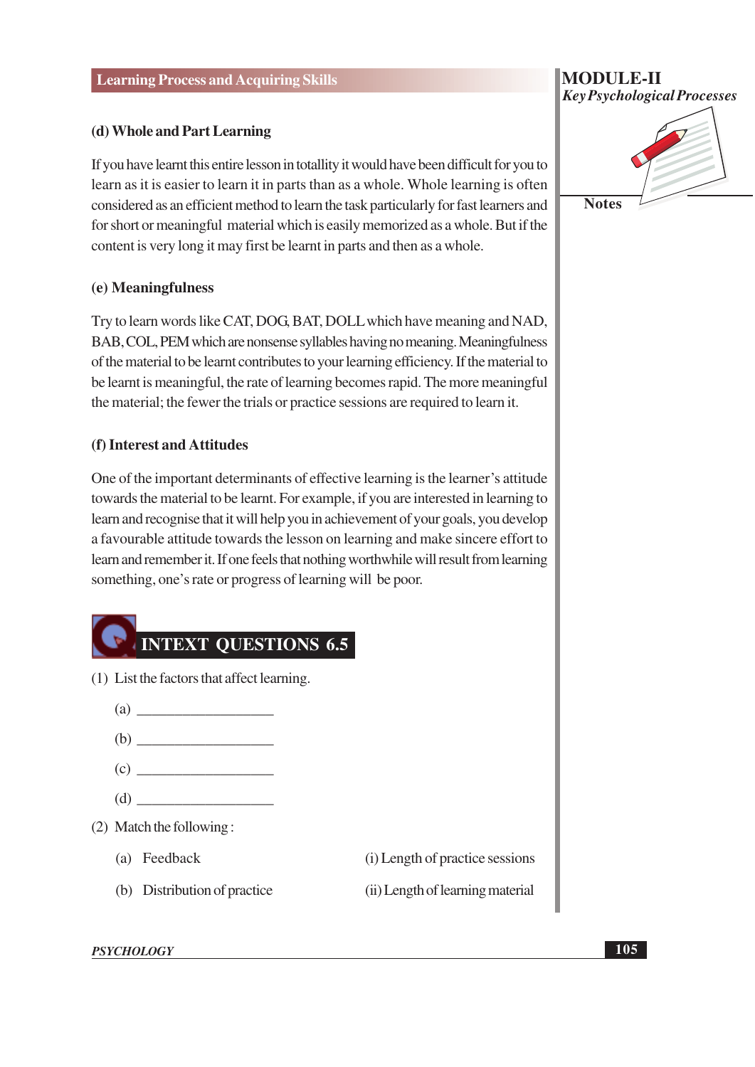#### (d) Whole and Part Learning

If you have learnt this entire lesson in totallity it would have been difficult for you to learn as it is easier to learn it in parts than as a whole. Whole learning is often considered as an efficient method to learn the task particularly for fast learners and for short or meaningful material which is easily memorized as a whole. But if the content is very long it may first be learnt in parts and then as a whole.

#### (e) Meaningfulness

Try to learn words like CAT, DOG, BAT, DOLL which have meaning and NAD, BAB, COL, PEM which are nonsense syllables having no meaning. Meaningfulness of the material to be learnt contributes to your learning efficiency. If the material to be learnt is meaningful, the rate of learning becomes rapid. The more meaningful the material; the fewer the trials or practice sessions are required to learn it.

#### (f) Interest and Attitudes

One of the important determinants of effective learning is the learner's attitude towards the material to be learnt. For example, if you are interested in learning to learn and recognise that it will help you in achievement of your goals, you develop a favourable attitude towards the lesson on learning and make sincere effort to learn and remember it. If one feels that nothing worthwhile will result from learning something, one's rate or progress of learning will be poor.

## INTEXT QUESTIONS 6.5

(1) List the factors that affect learning.

(a) ___________________

(b) ___________________

(c) ___________________

(d) ___________________

(2) Match the following :

| | |
|---|---|
| (a) Feedback | (i) Length of practice sessions |
| (b) Distribution of practice | (ii) Length of learning material |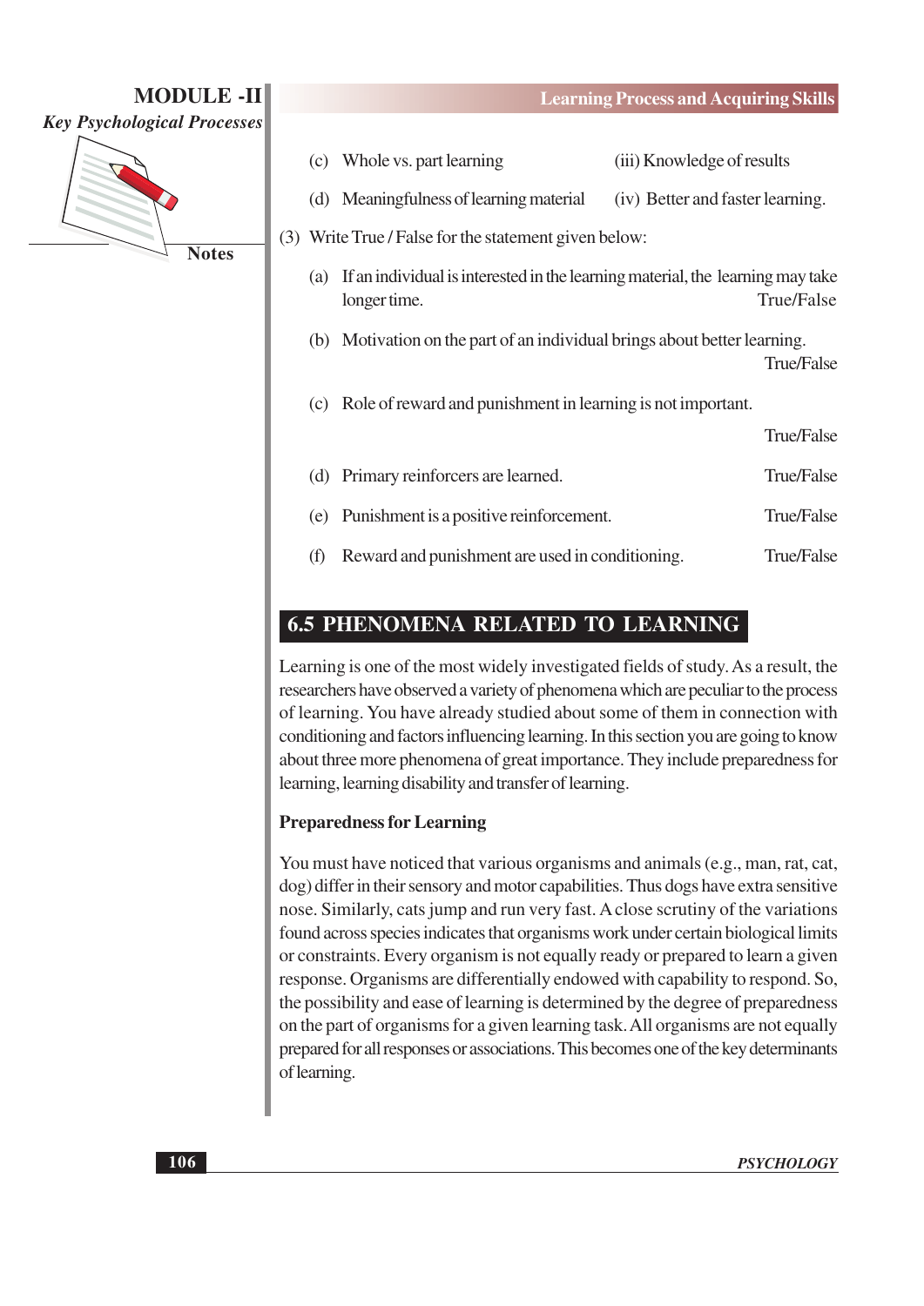(c) Whole vs. part learning (iii) Knowledge of results

(d) Meaningfulness of learning material (iv) Better and faster learning.

(3) Write True / False for the statement given below:

(a) If an individual is interested in the learning material, the learning may take longer time. True/False

(b) Motivation on the part of an individual brings about better learning. True/False

(c) Role of reward and punishment in learning is not important. True/False

(d) Primary reinforcers are learned. True/False

(e) Punishment is a positive reinforcement. True/False

(f) Reward and punishment are used in conditioning. True/False

## 6.5 PHENOMENA RELATED TO LEARNING

Learning is one of the most widely investigated fields of study. As a result, the researchers have observed a variety of phenomena which are peculiar to the process of learning. You have already studied about some of them in connection with conditioning and factors influencing learning. In this section you are going to know about three more phenomena of great importance. They include preparedness for learning, learning disability and transfer of learning.

### Preparedness for Learning

You must have noticed that various organisms and animals (e.g., man, rat, cat, dog) differ in their sensory and motor capabilities. Thus dogs have extra sensitive nose. Similarly, cats jump and run very fast. A close scrutiny of the variations found across species indicates that organisms work under certain biological limits or constraints. Every organism is not equally ready or prepared to learn a given response. Organisms are differentially endowed with capability to respond. So, the possibility and ease of learning is determined by the degree of preparedness on the part of organisms for a given learning task. All organisms are not equally prepared for all responses or associations. This becomes one of the key determinants of learning.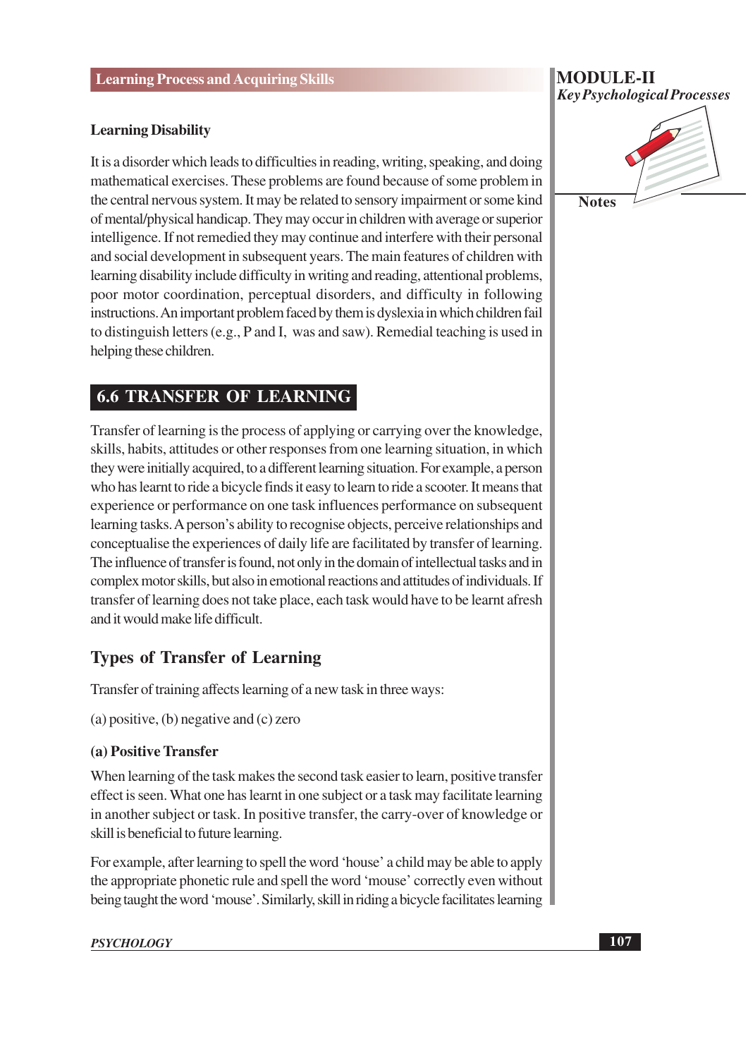### Learning Disability

It is a disorder which leads to difficulties in reading, writing, speaking, and doing mathematical exercises. These problems are found because of some problem in the central nervous system. It may be related to sensory impairment or some kind of mental/physical handicap. They may occur in children with average or superior intelligence. If not remedied they may continue and interfere with their personal and social development in subsequent years. The main features of children with learning disability include difficulty in writing and reading, attentional problems, poor motor coordination, perceptual disorders, and difficulty in following instructions. An important problem faced by them is dyslexia in which children fail to distinguish letters (e.g., P and I, was and saw). Remedial teaching is used in helping these children.

## 6.6 TRANSFER OF LEARNING

Transfer of learning is the process of applying or carrying over the knowledge, skills, habits, attitudes or other responses from one learning situation, in which they were initially acquired, to a different learning situation. For example, a person who has learnt to ride a bicycle finds it easy to learn to ride a scooter. It means that experience or performance on one task influences performance on subsequent learning tasks. A person's ability to recognise objects, perceive relationships and conceptualise the experiences of daily life are facilitated by transfer of learning. The influence of transfer is found, not only in the domain of intellectual tasks and in complex motor skills, but also in emotional reactions and attitudes of individuals. If transfer of learning does not take place, each task would have to be learnt afresh and it would make life difficult.

### Types of Transfer of Learning

Transfer of training affects learning of a new task in three ways:

(a) positive, (b) negative and (c) zero

#### (a) Positive Transfer

When learning of the task makes the second task easier to learn, positive transfer effect is seen. What one has learnt in one subject or a task may facilitate learning in another subject or task. In positive transfer, the carry-over of knowledge or skill is beneficial to future learning.

For example, after learning to spell the word 'house' a child may be able to apply the appropriate phonetic rule and spell the word 'mouse' correctly even without being taught the word 'mouse'. Similarly, skill in riding a bicycle facilitates learning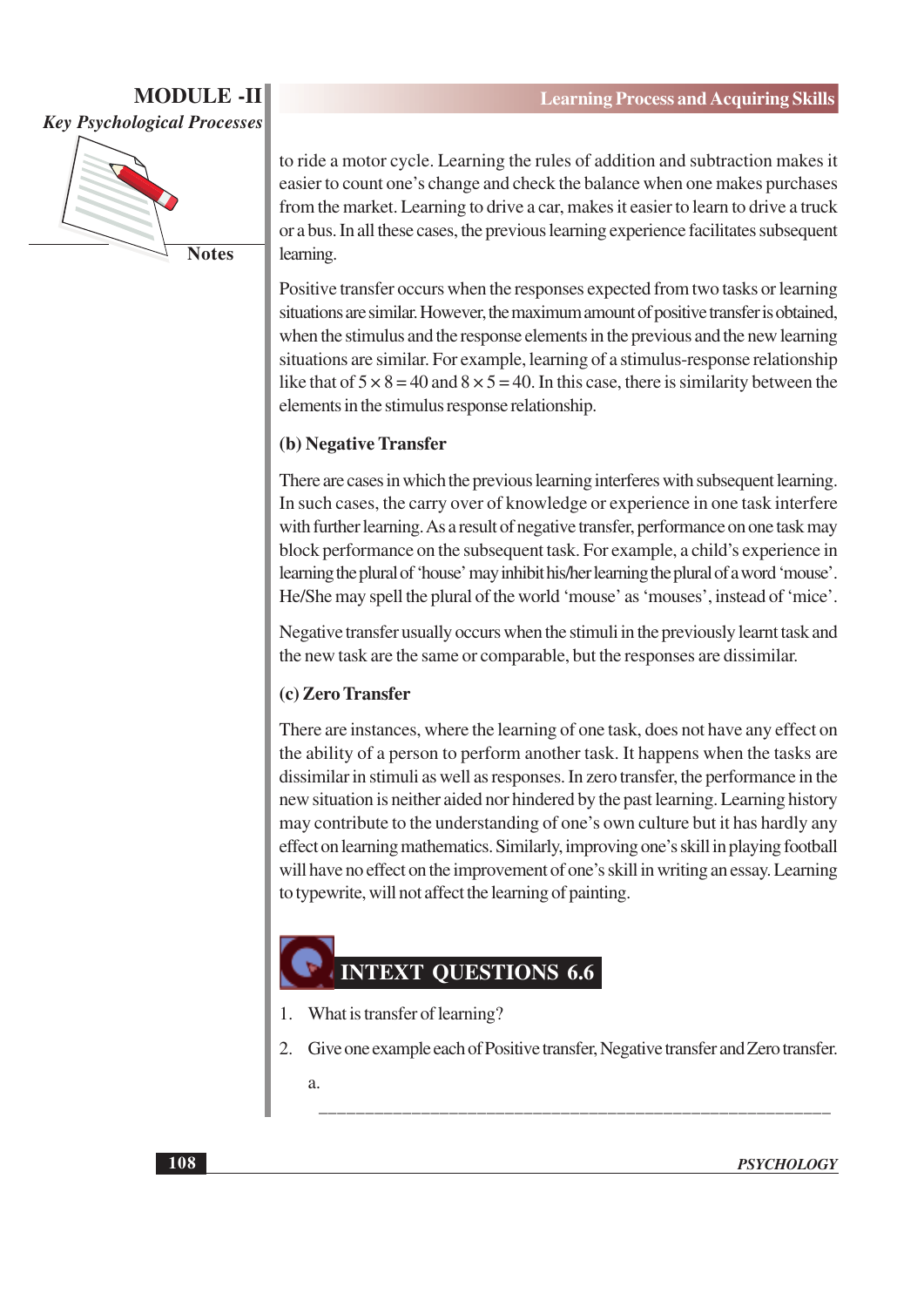to ride a motor cycle. Learning the rules of addition and subtraction makes it easier to count one's change and check the balance when one makes purchases from the market. Learning to drive a car, makes it easier to learn to drive a truck or a bus. In all these cases, the previous learning experience facilitates subsequent learning.

Positive transfer occurs when the responses expected from two tasks or learning situations are similar. However, the maximum amount of positive transfer is obtained, when the stimulus and the response elements in the previous and the new learning situations are similar. For example, learning of a stimulus-response relationship like that of $5 \times 8 = 40$ and $8 \times 5 = 40$. In this case, there is similarity between the elements in the stimulus response relationship.

**(b) Negative Transfer**

There are cases in which the previous learning interferes with subsequent learning. In such cases, the carry over of knowledge or experience in one task interfere with further learning. As a result of negative transfer, performance on one task may block performance on the subsequent task. For example, a child's experience in learning the plural of 'house' may inhibit his/her learning the plural of a word 'mouse'. He/She may spell the plural of the world 'mouse' as 'mouses', instead of 'mice'.

Negative transfer usually occurs when the stimuli in the previously learnt task and the new task are the same or comparable, but the responses are dissimilar.

**(c) Zero Transfer**

There are instances, where the learning of one task, does not have any effect on the ability of a person to perform another task. It happens when the tasks are dissimilar in stimuli as well as responses. In zero transfer, the performance in the new situation is neither aided nor hindered by the past learning. Learning history may contribute to the understanding of one's own culture but it has hardly any effect on learning mathematics. Similarly, improving one's skill in playing football will have no effect on the improvement of one's skill in writing an essay. Learning to typewrite, will not affect the learning of painting.

## INTEXT QUESTIONS 6.6

1. What is transfer of learning?
2. Give one example each of Positive transfer, Negative transfer and Zero transfer.

   a. ______________________________________________________________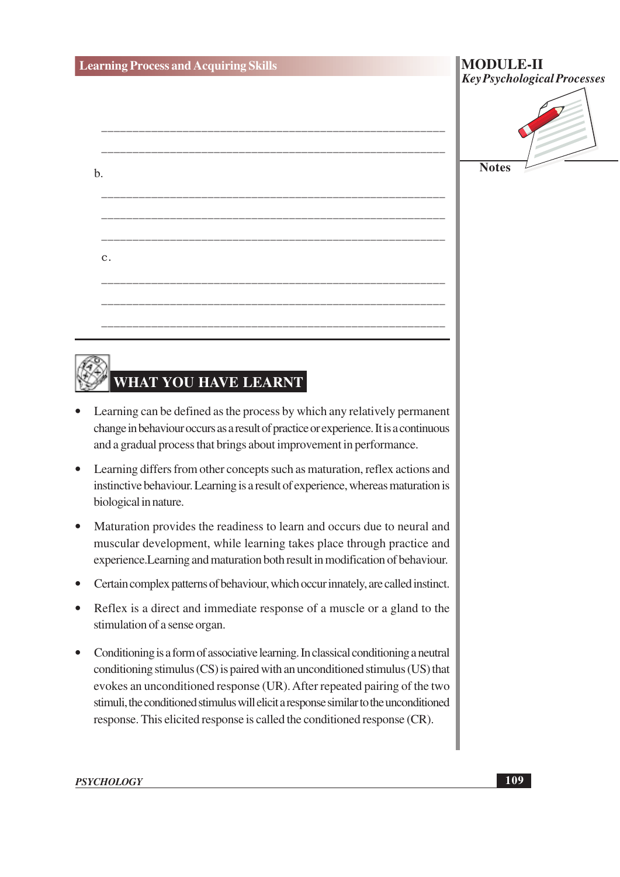\_\_\_\_\_\_\_\_\_\_\_\_\_\_\_\_\_\_\_\_\_\_\_\_\_\_\_\_\_\_\_\_\_\_\_\_\_\_\_\_\_\_\_\_\_\_\_\_\_\_\_\_\_\_\_

\_\_\_\_\_\_\_\_\_\_\_\_\_\_\_\_\_\_\_\_\_\_\_\_\_\_\_\_\_\_\_\_\_\_\_\_\_\_\_\_\_\_\_\_\_\_\_\_\_\_\_\_\_\_\_

b.

\_\_\_\_\_\_\_\_\_\_\_\_\_\_\_\_\_\_\_\_\_\_\_\_\_\_\_\_\_\_\_\_\_\_\_\_\_\_\_\_\_\_\_\_\_\_\_\_\_\_\_\_\_\_\_

\_\_\_\_\_\_\_\_\_\_\_\_\_\_\_\_\_\_\_\_\_\_\_\_\_\_\_\_\_\_\_\_\_\_\_\_\_\_\_\_\_\_\_\_\_\_\_\_\_\_\_\_\_\_\_

\_\_\_\_\_\_\_\_\_\_\_\_\_\_\_\_\_\_\_\_\_\_\_\_\_\_\_\_\_\_\_\_\_\_\_\_\_\_\_\_\_\_\_\_\_\_\_\_\_\_\_\_\_\_\_

c.

\_\_\_\_\_\_\_\_\_\_\_\_\_\_\_\_\_\_\_\_\_\_\_\_\_\_\_\_\_\_\_\_\_\_\_\_\_\_\_\_\_\_\_\_\_\_\_\_\_\_\_\_\_\_\_

\_\_\_\_\_\_\_\_\_\_\_\_\_\_\_\_\_\_\_\_\_\_\_\_\_\_\_\_\_\_\_\_\_\_\_\_\_\_\_\_\_\_\_\_\_\_\_\_\_\_\_\_\_\_\_

\_\_\_\_\_\_\_\_\_\_\_\_\_\_\_\_\_\_\_\_\_\_\_\_\_\_\_\_\_\_\_\_\_\_\_\_\_\_\_\_\_\_\_\_\_\_\_\_\_\_\_\_\_\_\_

## WHAT YOU HAVE LEARNT

- Learning can be defined as the process by which any relatively permanent change in behaviour occurs as a result of practice or experience. It is a continuous and a gradual process that brings about improvement in performance.
- Learning differs from other concepts such as maturation, reflex actions and instinctive behaviour. Learning is a result of experience, whereas maturation is biological in nature.
- Maturation provides the readiness to learn and occurs due to neural and muscular development, while learning takes place through practice and experience.Learning and maturation both result in modification of behaviour.
- Certain complex patterns of behaviour, which occur innately, are called instinct.
- Reflex is a direct and immediate response of a muscle or a gland to the stimulation of a sense organ.
- Conditioning is a form of associative learning. In classical conditioning a neutral conditioning stimulus (CS) is paired with an unconditioned stimulus (US) that evokes an unconditioned response (UR). After repeated pairing of the two stimuli, the conditioned stimulus will elicit a response similar to the unconditioned response. This elicited response is called the conditioned response (CR).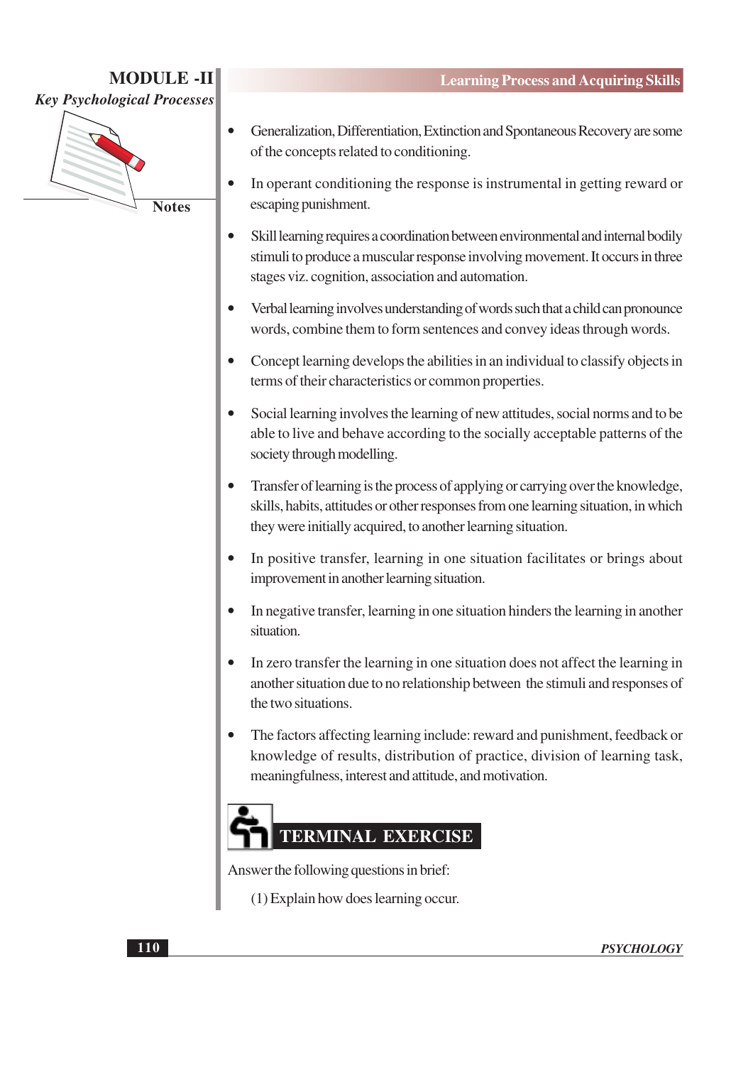- Generalization, Differentiation, Extinction and Spontaneous Recovery are some of the concepts related to conditioning.
- In operant conditioning the response is instrumental in getting reward or escaping punishment.
- Skill learning requires a coordination between environmental and internal bodily stimuli to produce a muscular response involving movement. It occurs in three stages viz. cognition, association and automation.
- Verbal learning involves understanding of words such that a child can pronounce words, combine them to form sentences and convey ideas through words.
- Concept learning develops the abilities in an individual to classify objects in terms of their characteristics or common properties.
- Social learning involves the learning of new attitudes, social norms and to be able to live and behave according to the socially acceptable patterns of the society through modelling.
- Transfer of learning is the process of applying or carrying over the knowledge, skills, habits, attitudes or other responses from one learning situation, in which they were initially acquired, to another learning situation.
- In positive transfer, learning in one situation facilitates or brings about improvement in another learning situation.
- In negative transfer, learning in one situation hinders the learning in another situation.
- In zero transfer the learning in one situation does not affect the learning in another situation due to no relationship between the stimuli and responses of the two situations.
- The factors affecting learning include: reward and punishment, feedback or knowledge of results, distribution of practice, division of learning task, meaningfulness, interest and attitude, and motivation.

## TERMINAL EXERCISE

Answer the following questions in brief:

(1) Explain how does learning occur.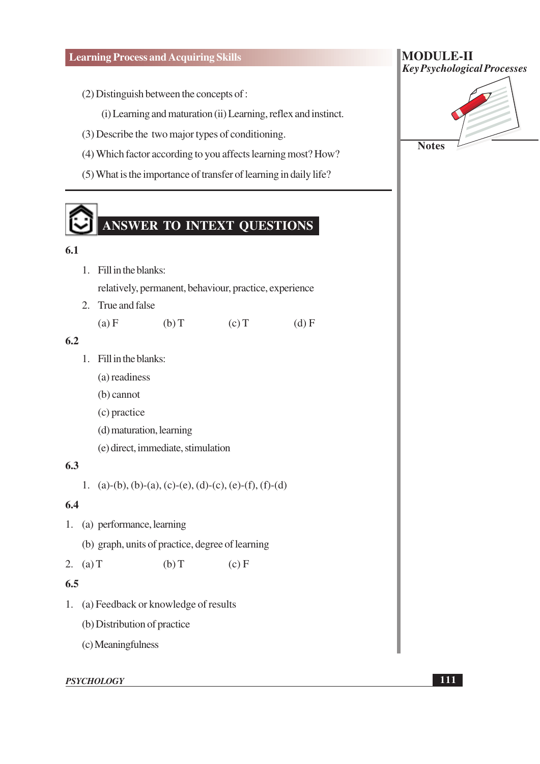(2) Distinguish between the concepts of :

(i) Learning and maturation (ii) Learning, reflex and instinct.

(3) Describe the two major types of conditioning.

(4) Which factor according to you affects learning most? How?

(5) What is the importance of transfer of learning in daily life?

---

## ANSWER TO INTEXT QUESTIONS

**6.1**

1. Fill in the blanks:

   relatively, permanent, behaviour, practice, experience

2. True and false

   (a) F (b) T (c) T (d) F

**6.2**

1. Fill in the blanks:

   (a) readiness

   (b) cannot

   (c) practice

   (d) maturation, learning

   (e) direct, immediate, stimulation

**6.3**

1. (a)-(b), (b)-(a), (c)-(e), (d)-(c), (e)-(f), (f)-(d)

**6.4**

1. (a) performance, learning

   (b) graph, units of practice, degree of learning

2. (a) T (b) T (c) F

**6.5**

1. (a) Feedback or knowledge of results

   (b) Distribution of practice

   (c) Meaningfulness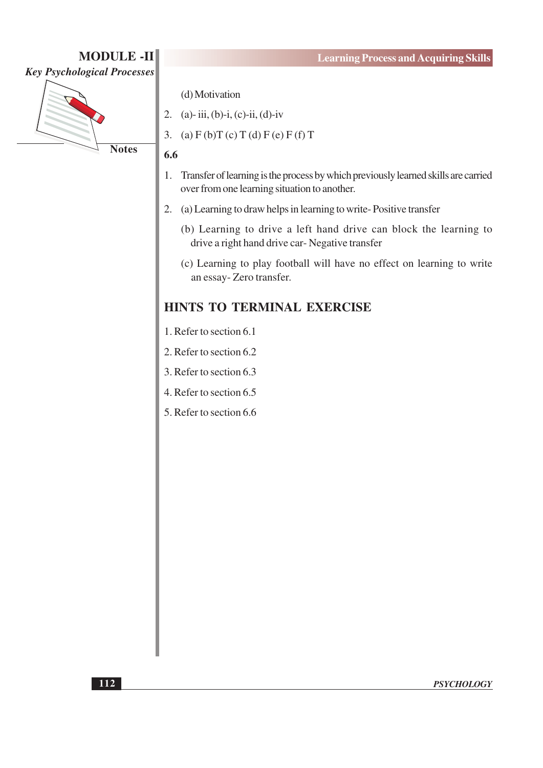(d) Motivation

2. (a)- iii, (b)-i, (c)-ii, (d)-iv

3. (a) F (b)T (c) T (d) F (e) F (f) T

**6.6**

1. Transfer of learning is the process by which previously learned skills are carried over from one learning situation to another.

2. (a) Learning to draw helps in learning to write- Positive transfer

   (b) Learning to drive a left hand drive can block the learning to drive a right hand drive car- Negative transfer

   (c) Learning to play football will have no effect on learning to write an essay- Zero transfer.

## HINTS TO TERMINAL EXERCISE

1. Refer to section 6.1
2. Refer to section 6.2
3. Refer to section 6.3
4. Refer to section 6.5
5. Refer to section 6.6